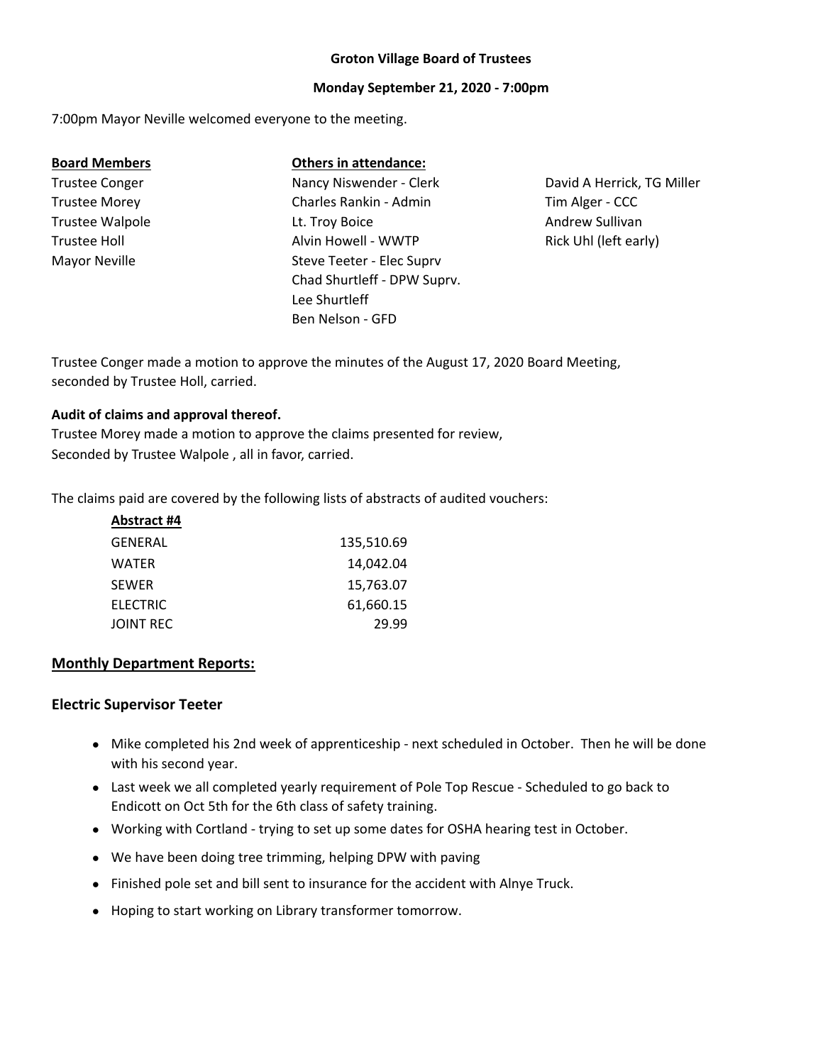**Groton Village Board of Trustees**

**Monday September 21, 2020 - 7:00pm**

7:00pm Mayor Neville welcomed everyone to the meeting.

| **Board Members** | **Others in attendance:** | |
|---|---|---|
| Trustee Conger | Nancy Niswender - Clerk | David A Herrick, TG Miller |
| Trustee Morey | Charles Rankin - Admin | Tim Alger - CCC |
| Trustee Walpole | Lt. Troy Boice | Andrew Sullivan |
| Trustee Holl | Alvin Howell - WWTP | Rick Uhl (left early) |
| Mayor Neville | Steve Teeter - Elec Suprv | |
| | Chad Shurtleff - DPW Suprv. | |
| | Lee Shurtleff | |
| | Ben Nelson - GFD | |

Trustee Conger made a motion to approve the minutes of the August 17, 2020 Board Meeting, seconded by Trustee Holl, carried.

**Audit of claims and approval thereof.**

Trustee Morey made a motion to approve the claims presented for review, Seconded by Trustee Walpole , all in favor, carried.

The claims paid are covered by the following lists of abstracts of audited vouchers:

| **Abstract #4** | |
|---|---|
| GENERAL | 135,510.69 |
| WATER | 14,042.04 |
| SEWER | 15,763.07 |
| ELECTRIC | 61,660.15 |
| JOINT REC | 29.99 |

## Monthly Department Reports:

### Electric Supervisor Teeter

- Mike completed his 2nd week of apprenticeship - next scheduled in October. Then he will be done with his second year.
- Last week we all completed yearly requirement of Pole Top Rescue - Scheduled to go back to Endicott on Oct 5th for the 6th class of safety training.
- Working with Cortland - trying to set up some dates for OSHA hearing test in October.
- We have been doing tree trimming, helping DPW with paving
- Finished pole set and bill sent to insurance for the accident with Alnye Truck.
- Hoping to start working on Library transformer tomorrow.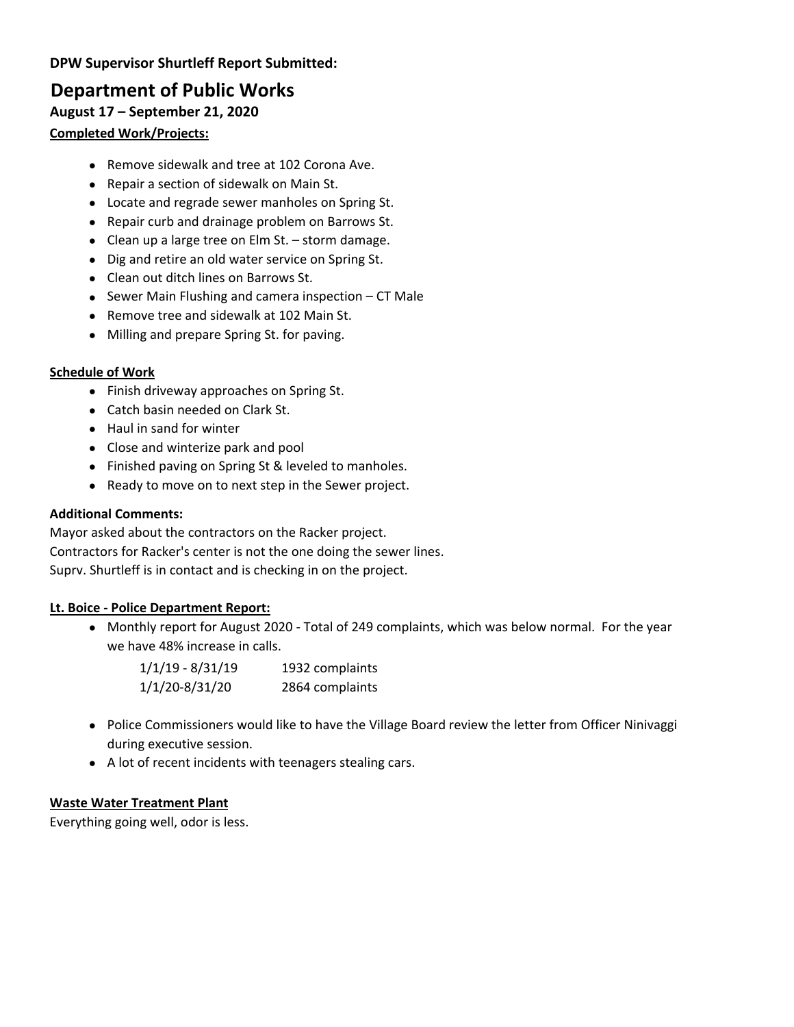**DPW Supervisor Shurtleff Report Submitted:**

## Department of Public Works

### August 17 – September 21, 2020

**Completed Work/Projects:**

- Remove sidewalk and tree at 102 Corona Ave.
- Repair a section of sidewalk on Main St.
- Locate and regrade sewer manholes on Spring St.
- Repair curb and drainage problem on Barrows St.
- Clean up a large tree on Elm St. – storm damage.
- Dig and retire an old water service on Spring St.
- Clean out ditch lines on Barrows St.
- Sewer Main Flushing and camera inspection – CT Male
- Remove tree and sidewalk at 102 Main St.
- Milling and prepare Spring St. for paving.

**Schedule of Work**

- Finish driveway approaches on Spring St.
- Catch basin needed on Clark St.
- Haul in sand for winter
- Close and winterize park and pool
- Finished paving on Spring St & leveled to manholes.
- Ready to move on to next step in the Sewer project.

**Additional Comments:**

Mayor asked about the contractors on the Racker project.
Contractors for Racker's center is not the one doing the sewer lines.
Suprv. Shurtleff is in contact and is checking in on the project.

**Lt. Boice - Police Department Report:**

- Monthly report for August 2020 - Total of 249 complaints, which was below normal. For the year we have 48% increase in calls.

| | |
|---|---|
| 1/1/19 - 8/31/19 | 1932 complaints |
| 1/1/20-8/31/20 | 2864 complaints |

- Police Commissioners would like to have the Village Board review the letter from Officer Ninivaggi during executive session.
- A lot of recent incidents with teenagers stealing cars.

**Waste Water Treatment Plant**

Everything going well, odor is less.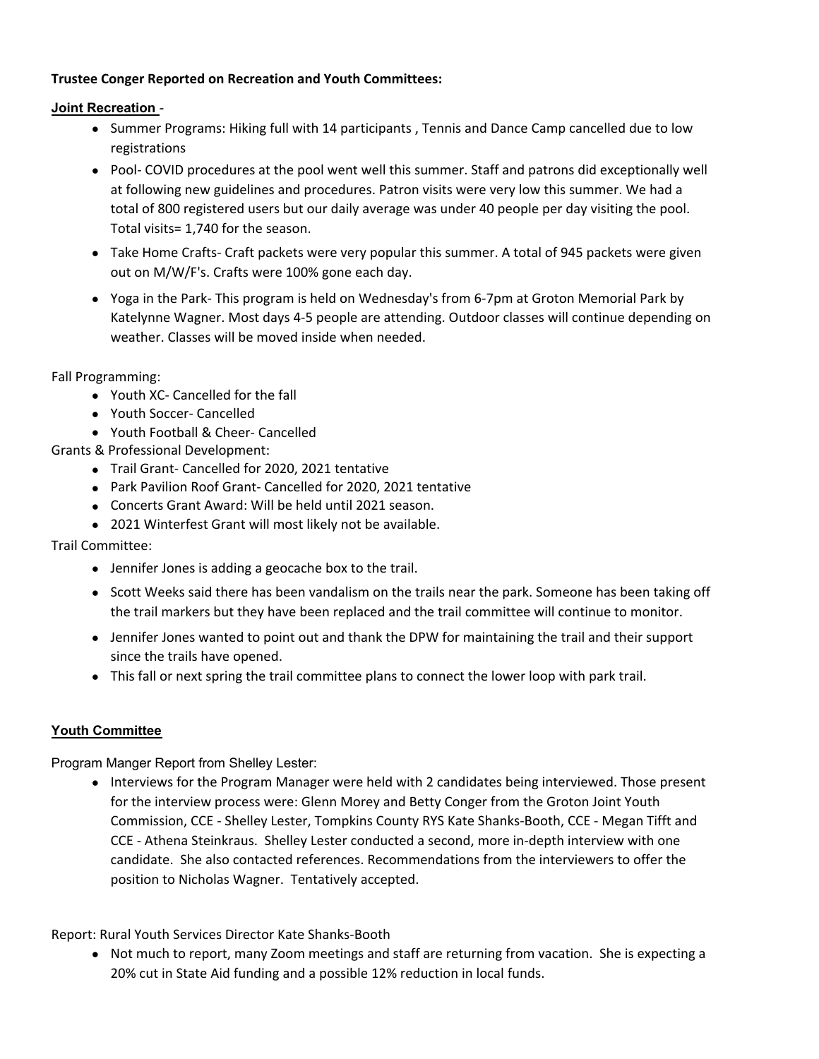**Trustee Conger Reported on Recreation and Youth Committees:**

**Joint Recreation** -

- Summer Programs: Hiking full with 14 participants , Tennis and Dance Camp cancelled due to low registrations
- Pool- COVID procedures at the pool went well this summer. Staff and patrons did exceptionally well at following new guidelines and procedures. Patron visits were very low this summer. We had a total of 800 registered users but our daily average was under 40 people per day visiting the pool. Total visits= 1,740 for the season.
- Take Home Crafts- Craft packets were very popular this summer. A total of 945 packets were given out on M/W/F's. Crafts were 100% gone each day.
- Yoga in the Park- This program is held on Wednesday's from 6-7pm at Groton Memorial Park by Katelynne Wagner. Most days 4-5 people are attending. Outdoor classes will continue depending on weather. Classes will be moved inside when needed.

Fall Programming:

- Youth XC- Cancelled for the fall
- Youth Soccer- Cancelled
- Youth Football & Cheer- Cancelled

Grants & Professional Development:

- Trail Grant- Cancelled for 2020, 2021 tentative
- Park Pavilion Roof Grant- Cancelled for 2020, 2021 tentative
- Concerts Grant Award: Will be held until 2021 season.
- 2021 Winterfest Grant will most likely not be available.

Trail Committee:

- Jennifer Jones is adding a geocache box to the trail.
- Scott Weeks said there has been vandalism on the trails near the park. Someone has been taking off the trail markers but they have been replaced and the trail committee will continue to monitor.
- Jennifer Jones wanted to point out and thank the DPW for maintaining the trail and their support since the trails have opened.
- This fall or next spring the trail committee plans to connect the lower loop with park trail.

**Youth Committee**

Program Manger Report from Shelley Lester:

- Interviews for the Program Manager were held with 2 candidates being interviewed. Those present for the interview process were: Glenn Morey and Betty Conger from the Groton Joint Youth Commission, CCE - Shelley Lester, Tompkins County RYS Kate Shanks-Booth, CCE - Megan Tifft and CCE - Athena Steinkraus. Shelley Lester conducted a second, more in-depth interview with one candidate. She also contacted references. Recommendations from the interviewers to offer the position to Nicholas Wagner. Tentatively accepted.

Report: Rural Youth Services Director Kate Shanks-Booth

- Not much to report, many Zoom meetings and staff are returning from vacation. She is expecting a 20% cut in State Aid funding and a possible 12% reduction in local funds.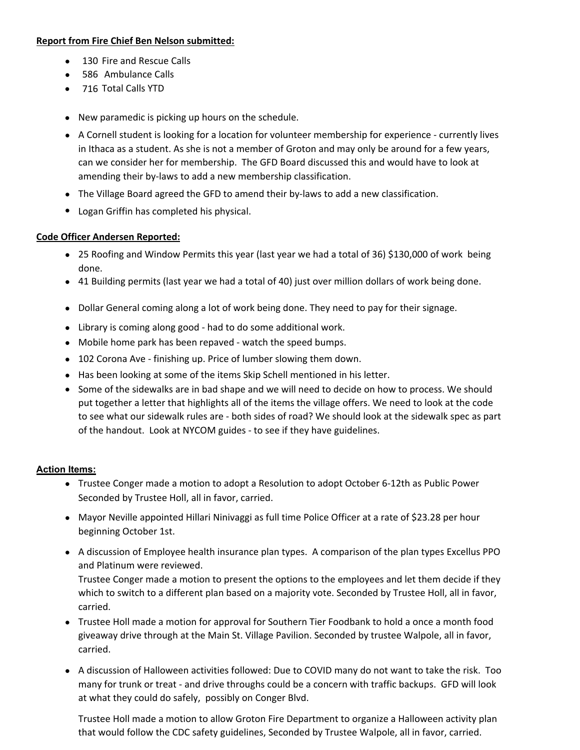**Report from Fire Chief Ben Nelson submitted:**

- 130 Fire and Rescue Calls
- 586 Ambulance Calls
- 716 Total Calls YTD

- New paramedic is picking up hours on the schedule.
- A Cornell student is looking for a location for volunteer membership for experience - currently lives in Ithaca as a student. As she is not a member of Groton and may only be around for a few years, can we consider her for membership. The GFD Board discussed this and would have to look at amending their by-laws to add a new membership classification.
- The Village Board agreed the GFD to amend their by-laws to add a new classification.
- Logan Griffin has completed his physical.

**Code Officer Andersen Reported:**

- 25 Roofing and Window Permits this year (last year we had a total of 36) $130,000 of work being done.
- 41 Building permits (last year we had a total of 40) just over million dollars of work being done.

- Dollar General coming along a lot of work being done. They need to pay for their signage.
- Library is coming along good - had to do some additional work.
- Mobile home park has been repaved - watch the speed bumps.
- 102 Corona Ave - finishing up. Price of lumber slowing them down.
- Has been looking at some of the items Skip Schell mentioned in his letter.
- Some of the sidewalks are in bad shape and we will need to decide on how to process. We should put together a letter that highlights all of the items the village offers. We need to look at the code to see what our sidewalk rules are - both sides of road? We should look at the sidewalk spec as part of the handout. Look at NYCOM guides - to see if they have guidelines.

**Action Items:**

- Trustee Conger made a motion to adopt a Resolution to adopt October 6-12th as Public Power Seconded by Trustee Holl, all in favor, carried.
- Mayor Neville appointed Hillari Ninivaggi as full time Police Officer at a rate of $23.28 per hour beginning October 1st.
- A discussion of Employee health insurance plan types. A comparison of the plan types Excellus PPO and Platinum were reviewed.
  Trustee Conger made a motion to present the options to the employees and let them decide if they which to switch to a different plan based on a majority vote. Seconded by Trustee Holl, all in favor, carried.
- Trustee Holl made a motion for approval for Southern Tier Foodbank to hold a once a month food giveaway drive through at the Main St. Village Pavilion. Seconded by trustee Walpole, all in favor, carried.
- A discussion of Halloween activities followed: Due to COVID many do not want to take the risk. Too many for trunk or treat - and drive throughs could be a concern with traffic backups. GFD will look at what they could do safely, possibly on Conger Blvd.

  Trustee Holl made a motion to allow Groton Fire Department to organize a Halloween activity plan that would follow the CDC safety guidelines, Seconded by Trustee Walpole, all in favor, carried.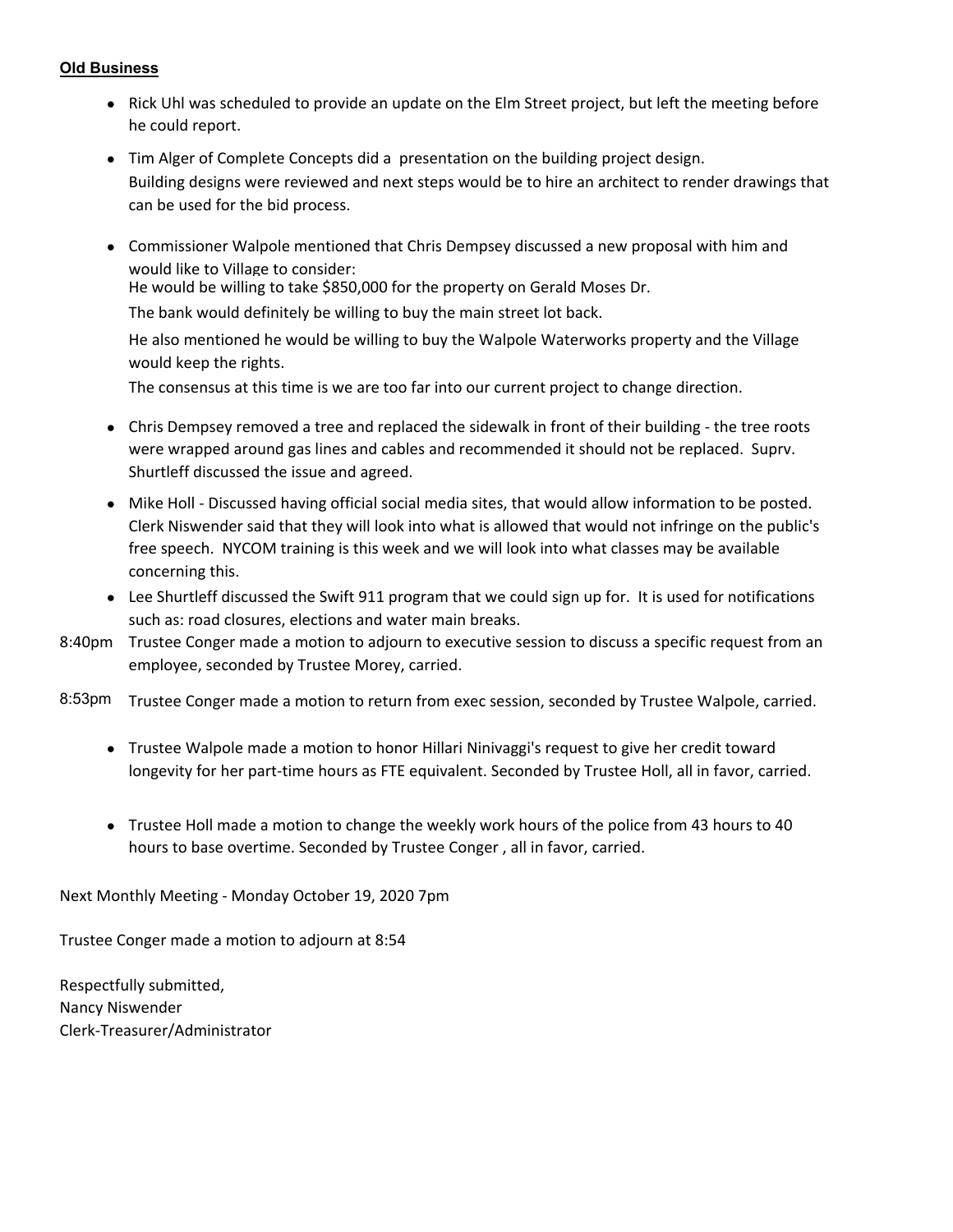**Old Business**

- Rick Uhl was scheduled to provide an update on the Elm Street project, but left the meeting before he could report.
- Tim Alger of Complete Concepts did a presentation on the building project design. Building designs were reviewed and next steps would be to hire an architect to render drawings that can be used for the bid process.
- Commissioner Walpole mentioned that Chris Dempsey discussed a new proposal with him and would like to Village to consider:
  He would be willing to take $850,000 for the property on Gerald Moses Dr.
  The bank would definitely be willing to buy the main street lot back.
  He also mentioned he would be willing to buy the Walpole Waterworks property and the Village would keep the rights.
  The consensus at this time is we are too far into our current project to change direction.
- Chris Dempsey removed a tree and replaced the sidewalk in front of their building - the tree roots were wrapped around gas lines and cables and recommended it should not be replaced. Suprv. Shurtleff discussed the issue and agreed.
- Mike Holl - Discussed having official social media sites, that would allow information to be posted. Clerk Niswender said that they will look into what is allowed that would not infringe on the public's free speech. NYCOM training is this week and we will look into what classes may be available concerning this.
- Lee Shurtleff discussed the Swift 911 program that we could sign up for. It is used for notifications such as: road closures, elections and water main breaks.

8:40pm Trustee Conger made a motion to adjourn to executive session to discuss a specific request from an employee, seconded by Trustee Morey, carried.

8:53pm Trustee Conger made a motion to return from exec session, seconded by Trustee Walpole, carried.

- Trustee Walpole made a motion to honor Hillari Ninivaggi's request to give her credit toward longevity for her part-time hours as FTE equivalent. Seconded by Trustee Holl, all in favor, carried.
- Trustee Holl made a motion to change the weekly work hours of the police from 43 hours to 40 hours to base overtime. Seconded by Trustee Conger , all in favor, carried.

Next Monthly Meeting - Monday October 19, 2020 7pm

Trustee Conger made a motion to adjourn at 8:54

Respectfully submitted,
Nancy Niswender
Clerk-Treasurer/Administrator